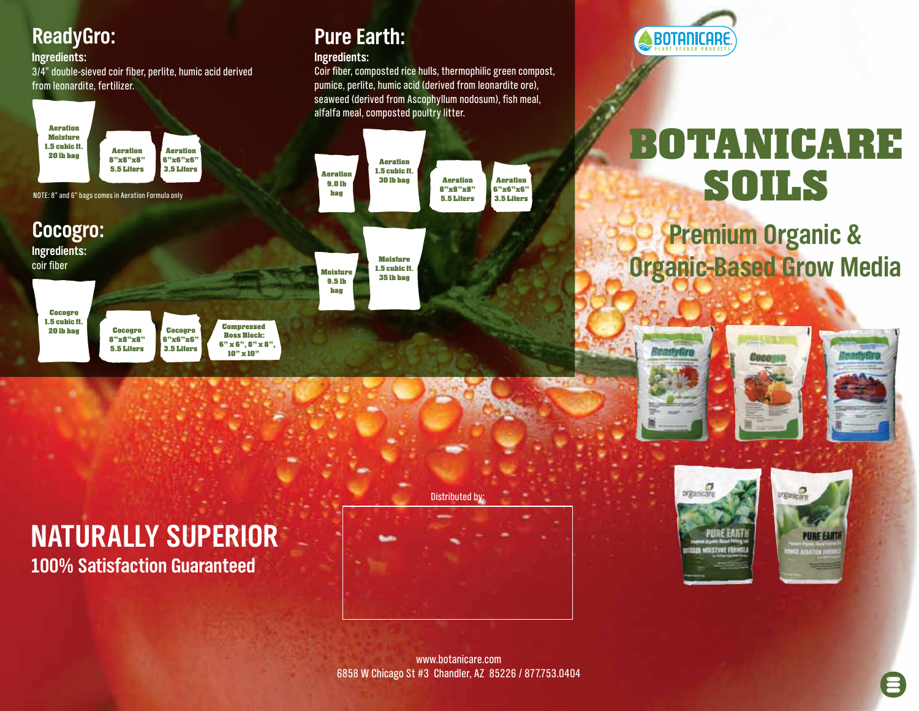## ReadyGro:

**Ingredients:**
3/4" double-sieved coir fiber, perlite, humic acid derived from leonardite, fertilizer.

- Aeration Moisture 1.5 cubic ft. 20 lb bag
- Aeration 8"x8"x8" 5.5 Liters
- Aeration 6"x6"x6" 3.5 Liters

NOTE: 8" and 6" bags comes in Aeration Formula only

## Cocogro:

**Ingredients:**
coir fiber

- Cocogro 1.5 cubic ft. 20 lb bag
- Cocogro 8"x8"x8" 5.5 Liters
- Cocogro 6"x6"x6" 3.5 Liters
- Compressed Boss Block: 6" x 6", 8" x 8", 10" x 10"

## Pure Earth:

**Ingredients:**
Coir fiber, composted rice hulls, thermophilic green compost, pumice, perlite, humic acid (derived from leonardite ore), seaweed (derived from Ascophyllum nodosum), fish meal, alfalfa meal, composted poultry litter.

- Aeration 9.0 lb bag
- Aeration 1.5 cubic ft. 30 lb bag
- Aeration 8"x8"x8" 5.5 Liters
- Aeration 6"x6"x6" 3.5 Liters
- Moisture 9.5 lb bag
- Moisture 1.5 cubic ft. 35 lb bag

BOTANICARE PLANT ENERGY PRODUCTS

# BOTANICARE SOILS

## Premium Organic & Organic-Based Grow Media

# NATURALLY SUPERIOR

**100% Satisfaction Guaranteed**

Distributed by:

www.botanicare.com
6858 W Chicago St #3 Chandler, AZ 85226 / 877.753.0404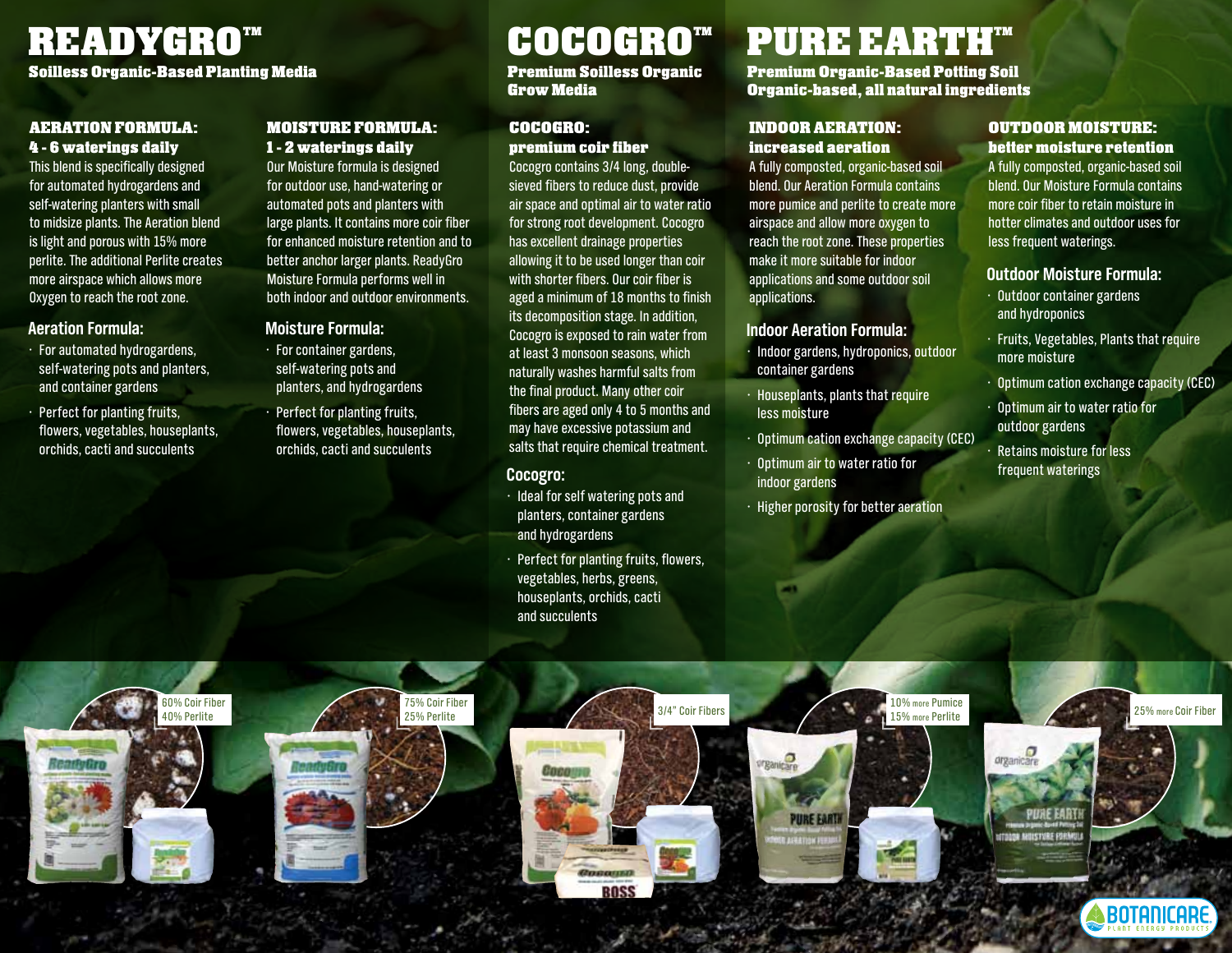# READYGRO™

**Soilless Organic-Based Planting Media**

### AERATION FORMULA: 4 - 6 waterings daily

This blend is specifically designed for automated hydrogardens and self-watering planters with small to midsize plants. The Aeration blend is light and porous with 15% more perlite. The additional Perlite creates more airspace which allows more Oxygen to reach the root zone.

#### Aeration Formula:

- For automated hydrogardens, self-watering pots and planters, and container gardens
- Perfect for planting fruits, flowers, vegetables, houseplants, orchids, cacti and succulents

### MOISTURE FORMULA: 1 - 2 waterings daily

Our Moisture formula is designed for outdoor use, hand-watering or automated pots and planters with large plants. It contains more coir fiber for enhanced moisture retention and to better anchor larger plants. ReadyGro Moisture Formula performs well in both indoor and outdoor environments.

#### Moisture Formula:

- For container gardens, self-watering pots and planters, and hydrogardens
- Perfect for planting fruits, flowers, vegetables, houseplants, orchids, cacti and succulents

# COCOGRO™

**Premium Soilless Organic Grow Media**

### COCOGRO: premium coir fiber

Cocogro contains 3/4 long, double-sieved fibers to reduce dust, provide air space and optimal air to water ratio for strong root development. Cocogro has excellent drainage properties allowing it to be used longer than coir with shorter fibers. Our coir fiber is aged a minimum of 18 months to finish its decomposition stage. In addition, Cocogro is exposed to rain water from at least 3 monsoon seasons, which naturally washes harmful salts from the final product. Many other coir fibers are aged only 4 to 5 months and may have excessive potassium and salts that require chemical treatment.

#### Cocogro:

- Ideal for self watering pots and planters, container gardens and hydrogardens
- Perfect for planting fruits, flowers, vegetables, herbs, greens, houseplants, orchids, cacti and succulents

# PURE EARTH™

**Premium Organic-Based Potting Soil**
**Organic-based, all natural ingredients**

### INDOOR AERATION: increased aeration

A fully composted, organic-based soil blend. Our Aeration Formula contains more pumice and perlite to create more airspace and allow more oxygen to reach the root zone. These properties make it more suitable for indoor applications and some outdoor soil applications.

#### Indoor Aeration Formula:

- Indoor gardens, hydroponics, outdoor container gardens
- Houseplants, plants that require less moisture
- Optimum cation exchange capacity (CEC)
- Optimum air to water ratio for indoor gardens
- Higher porosity for better aeration

### OUTDOOR MOISTURE: better moisture retention

A fully composted, organic-based soil blend. Our Moisture Formula contains more coir fiber to retain moisture in hotter climates and outdoor uses for less frequent waterings.

#### Outdoor Moisture Formula:

- Outdoor container gardens and hydroponics
- Fruits, Vegetables, Plants that require more moisture
- Optimum cation exchange capacity (CEC)
- Optimum air to water ratio for outdoor gardens
- Retains moisture for less frequent waterings

60% Coir Fiber
40% Perlite

75% Coir Fiber
25% Perlite

3/4" Coir Fibers

10% more Pumice
15% more Perlite

25% more Coir Fiber

BOTANICARE
PLANT ENERGY PRODUCTS